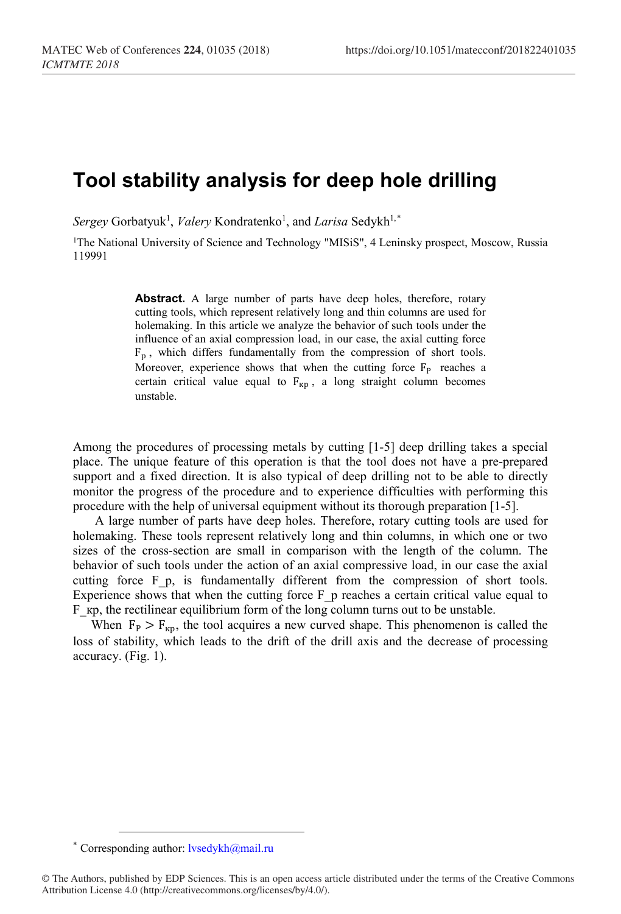# Tool stability analysis for deep hole drilling

*Sergey* Gorbatyuk[1], *Valery* Kondratenko[1], and *Larisa* Sedykh[1,*]

[1]The National University of Science and Technology "MISiS", 4 Leninsky prospect, Moscow, Russia 119991

> **Abstract.** A large number of parts have deep holes, therefore, rotary cutting tools, which represent relatively long and thin columns are used for holemaking. In this article we analyze the behavior of such tools under the influence of an axial compression load, in our case, the axial cutting force $F_p$, which differs fundamentally from the compression of short tools. Moreover, experience shows that when the cutting force $F_P$ reaches a certain critical value equal to $F_{кр}$, a long straight column becomes unstable.

Among the procedures of processing metals by cutting [1-5] deep drilling takes a special place. The unique feature of this operation is that the tool does not have a pre-prepared support and a fixed direction. It is also typical of deep drilling not to be able to directly monitor the progress of the procedure and to experience difficulties with performing this procedure with the help of universal equipment without its thorough preparation [1-5].

A large number of parts have deep holes. Therefore, rotary cutting tools are used for holemaking. These tools represent relatively long and thin columns, in which one or two sizes of the cross-section are small in comparison with the length of the column. The behavior of such tools under the action of an axial compressive load, in our case the axial cutting force F_p, is fundamentally different from the compression of short tools. Experience shows that when the cutting force F_p reaches a certain critical value equal to F_кр, the rectilinear equilibrium form of the long column turns out to be unstable.

When $F_P > F_{кр}$, the tool acquires a new curved shape. This phenomenon is called the loss of stability, which leads to the drift of the drill axis and the decrease of processing accuracy. (Fig. 1).

* Corresponding author: lvsedykh@mail.ru

© The Authors, published by EDP Sciences. This is an open access article distributed under the terms of the Creative Commons Attribution License 4.0 (http://creativecommons.org/licenses/by/4.0/).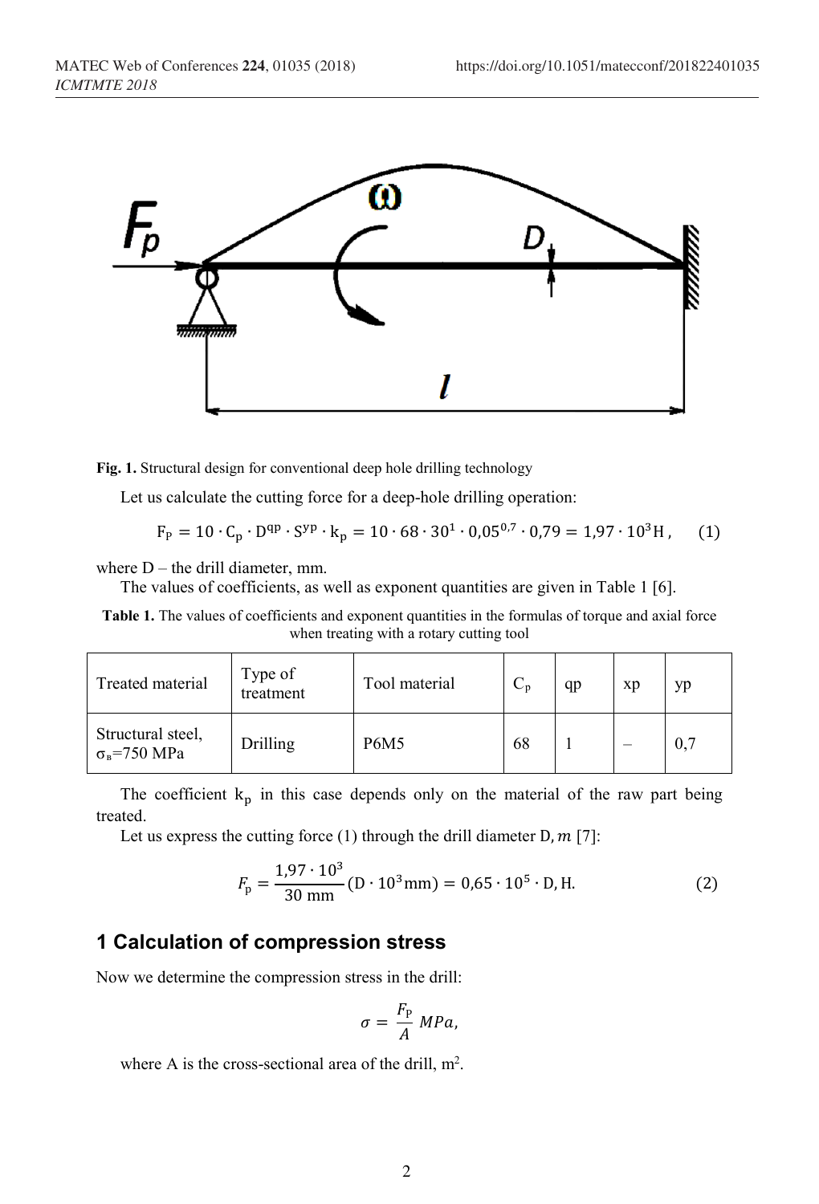Fig. 1. Structural design for conventional deep hole drilling technology

Let us calculate the cutting force for a deep-hole drilling operation:

$$F_P = 10 \cdot C_p \cdot D^{qp} \cdot S^{yp} \cdot k_p = 10 \cdot 68 \cdot 30^1 \cdot 0{,}05^{0{,}7} \cdot 0{,}79 = 1{,}97 \cdot 10^3 \text{H}, \quad (1)$$

where D – the drill diameter, mm.

The values of coefficients, as well as exponent quantities are given in Table 1 [6].

**Table 1.** The values of coefficients and exponent quantities in the formulas of torque and axial force when treating with a rotary cutting tool

| Treated material | Type of treatment | Tool material | $C_p$ | qp | xp | yp |
|---|---|---|---|---|---|---|
| Structural steel, $\sigma_в$=750 MPa | Drilling | P6M5 | 68 | 1 | – | 0,7 |

The coefficient $k_p$ in this case depends only on the material of the raw part being treated.

Let us express the cutting force (1) through the drill diameter D, $m$ [7]:

$$F_p = \frac{1{,}97 \cdot 10^3}{30 \text{ mm}} (D \cdot 10^3 \text{mm}) = 0{,}65 \cdot 10^5 \cdot D, \text{H}. \quad (2)$$

## 1 Calculation of compression stress

Now we determine the compression stress in the drill:

$$\sigma = \frac{F_P}{A} \, MPa,$$

where A is the cross-sectional area of the drill, m$^2$.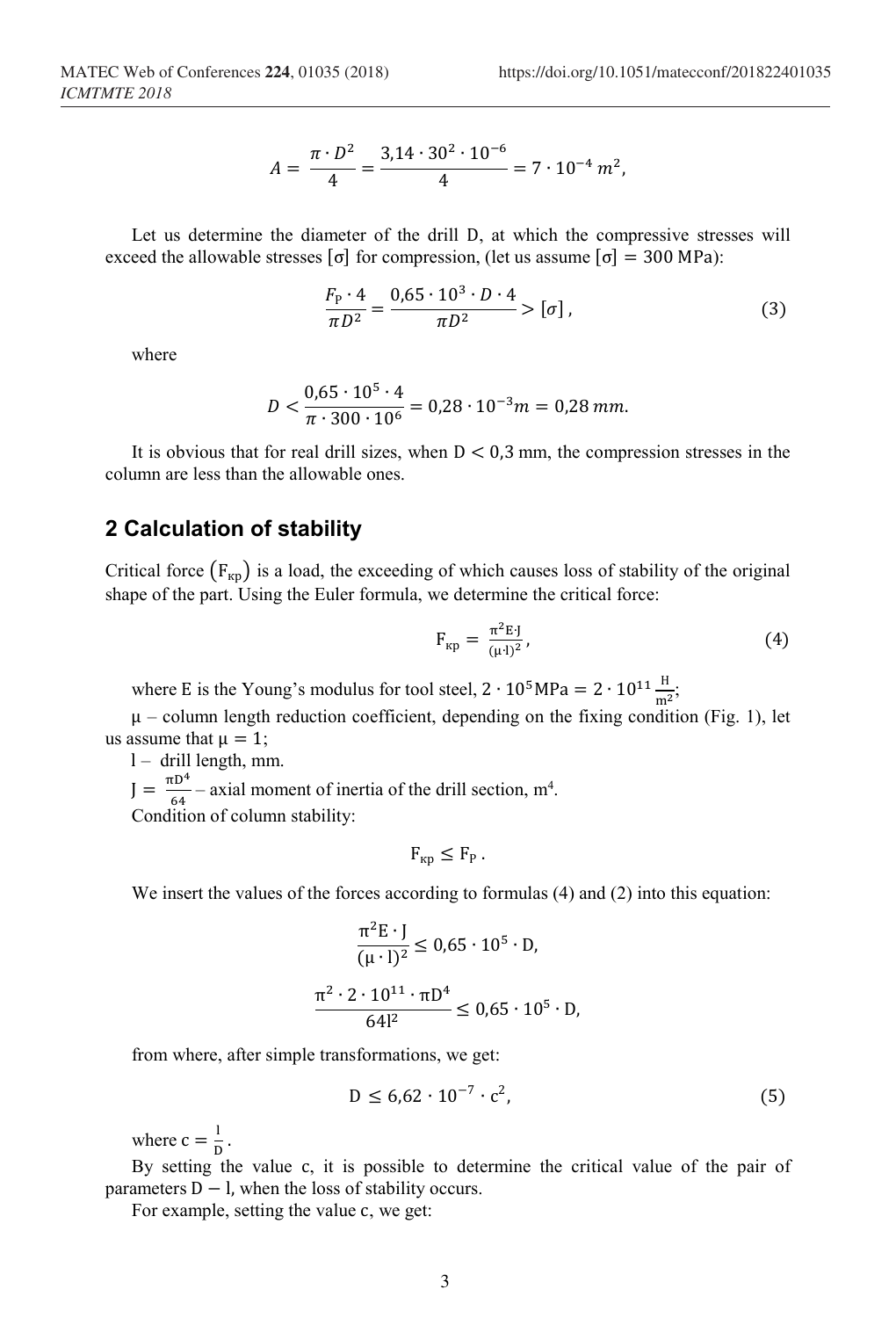$$A = \frac{\pi \cdot D^2}{4} = \frac{3{,}14 \cdot 30^2 \cdot 10^{-6}}{4} = 7 \cdot 10^{-4}\, m^2,$$

Let us determine the diameter of the drill D, at which the compressive stresses will exceed the allowable stresses $[\sigma]$ for compression, (let us assume $[\sigma] = 300$ MPa):

$$\frac{F_{\text{P}} \cdot 4}{\pi D^2} = \frac{0{,}65 \cdot 10^3 \cdot D \cdot 4}{\pi D^2} > [\sigma]\,, \tag{3}$$

where

$$D < \frac{0{,}65 \cdot 10^5 \cdot 4}{\pi \cdot 300 \cdot 10^6} = 0{,}28 \cdot 10^{-3} m = 0{,}28\, mm.$$

It is obvious that for real drill sizes, when $D < 0{,}3$ mm, the compression stresses in the column are less than the allowable ones.

## 2 Calculation of stability

Critical force $(F_{\text{кр}})$ is a load, the exceeding of which causes loss of stability of the original shape of the part. Using the Euler formula, we determine the critical force:

$$F_{\text{кр}} = \frac{\pi^2 E \cdot J}{(\mu \cdot l)^2}, \tag{4}$$

where E is the Young's modulus for tool steel, $2 \cdot 10^5\text{MPa} = 2 \cdot 10^{11} \frac{\text{H}}{\text{m}^2}$;

$\mu$ – column length reduction coefficient, depending on the fixing condition (Fig. 1), let us assume that $\mu = 1$;

l – drill length, mm.

$J = \frac{\pi D^4}{64}$ – axial moment of inertia of the drill section, $m^4$.

Condition of column stability:

$$F_{\text{кр}} \leq F_{\text{P}}\,.$$

We insert the values of the forces according to formulas (4) and (2) into this equation:

$$\frac{\pi^2 E \cdot J}{(\mu \cdot l)^2} \leq 0{,}65 \cdot 10^5 \cdot D,$$

$$\frac{\pi^2 \cdot 2 \cdot 10^{11} \cdot \pi D^4}{64 l^2} \leq 0{,}65 \cdot 10^5 \cdot D,$$

from where, after simple transformations, we get:

$$D \leq 6{,}62 \cdot 10^{-7} \cdot c^2, \tag{5}$$

where $c = \frac{l}{D}$.

By setting the value c, it is possible to determine the critical value of the pair of parameters $D - l$, when the loss of stability occurs.

For example, setting the value c, we get: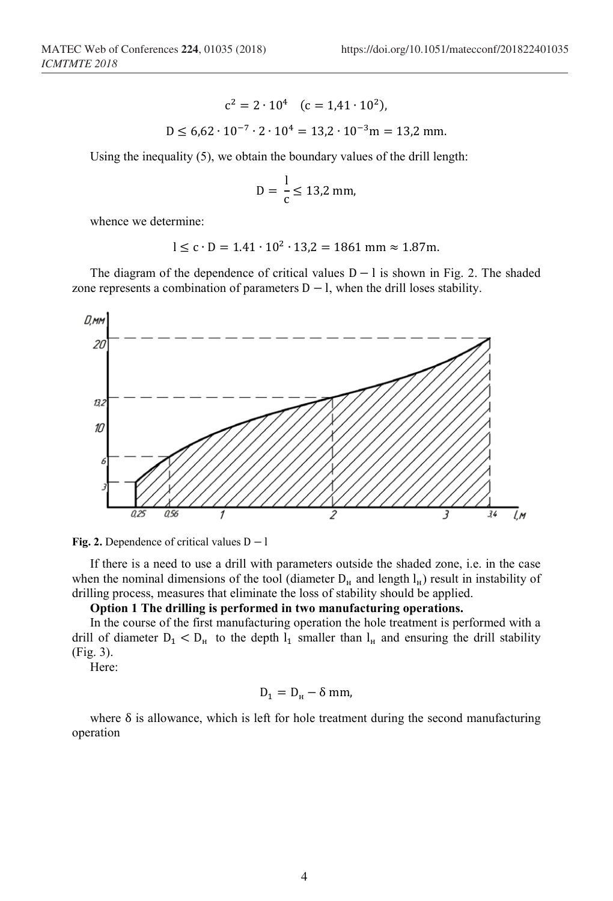$$c^2 = 2 \cdot 10^4 \quad (c = 1{,}41 \cdot 10^2),$$

$$D \le 6{,}62 \cdot 10^{-7} \cdot 2 \cdot 10^4 = 13{,}2 \cdot 10^{-3}\text{m} = 13{,}2 \text{ mm}.$$

Using the inequality (5), we obtain the boundary values of the drill length:

$$D = \frac{l}{c} \le 13{,}2 \text{ mm},$$

whence we determine:

$$l \le c \cdot D = 1.41 \cdot 10^2 \cdot 13{,}2 = 1861 \text{ mm} \approx 1.87\text{m}.$$

The diagram of the dependence of critical values $D - l$ is shown in Fig. 2. The shaded zone represents a combination of parameters $D - l$, when the drill loses stability.

**Fig. 2.** Dependence of critical values $D - l$

If there is a need to use a drill with parameters outside the shaded zone, i.e. in the case when the nominal dimensions of the tool (diameter $D_н$ and length $l_н$) result in instability of drilling process, measures that eliminate the loss of stability should be applied.

**Option 1 The drilling is performed in two manufacturing operations.**

In the course of the first manufacturing operation the hole treatment is performed with a drill of diameter $D_1 < D_н$ to the depth $l_1$ smaller than $l_н$ and ensuring the drill stability (Fig. 3).

Here:

$$D_1 = D_н - \delta \text{ mm},$$

where $\delta$ is allowance, which is left for hole treatment during the second manufacturing operation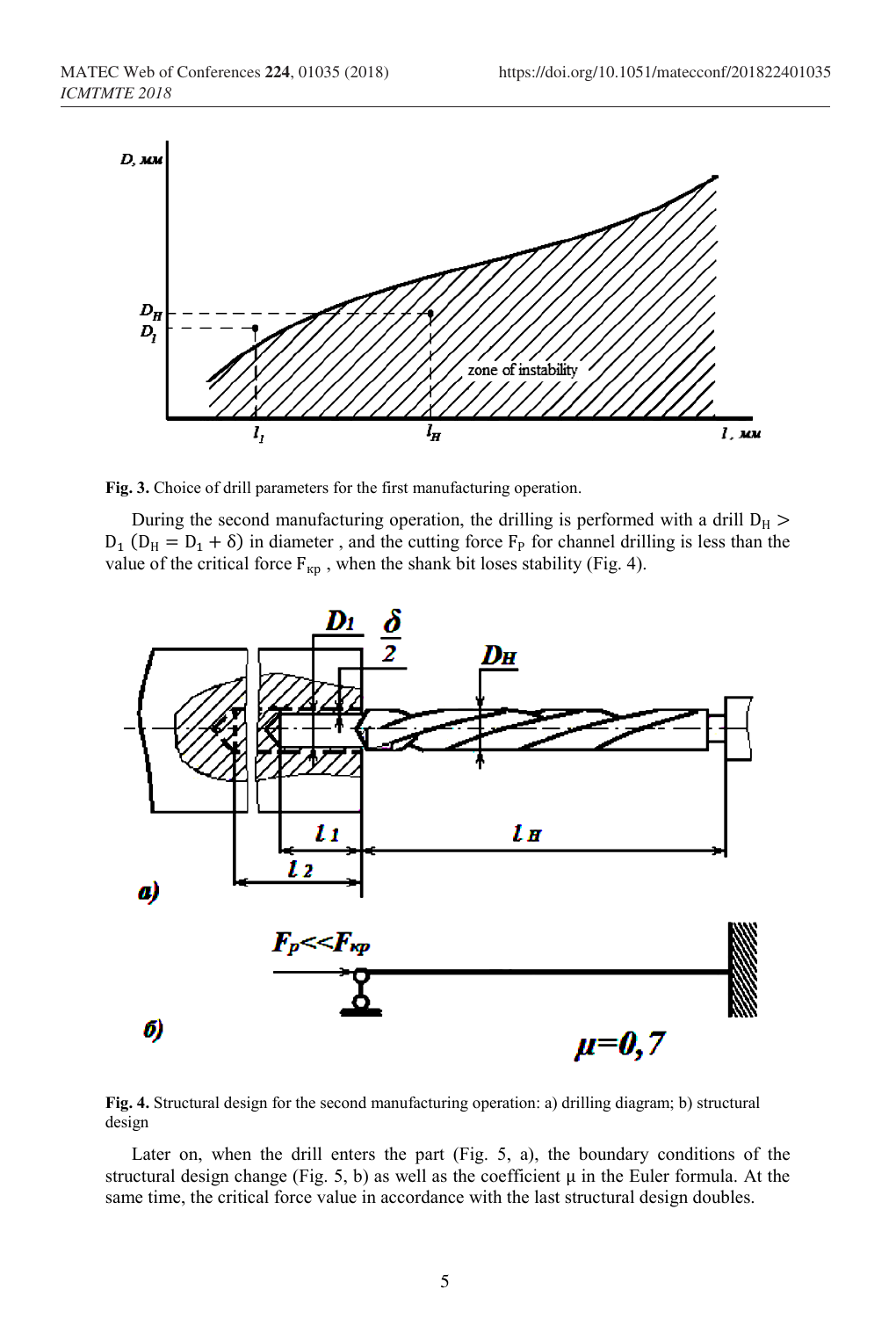**Fig. 3.** Choice of drill parameters for the first manufacturing operation.

During the second manufacturing operation, the drilling is performed with a drill $D_H > D_1$ ($D_H = D_1 + \delta$) in diameter , and the cutting force $F_P$ for channel drilling is less than the value of the critical force $F_{кр}$ , when the shank bit loses stability (Fig. 4).

**Fig. 4.** Structural design for the second manufacturing operation: a) drilling diagram; b) structural design

Later on, when the drill enters the part (Fig. 5, a), the boundary conditions of the structural design change (Fig. 5, b) as well as the coefficient μ in the Euler formula. At the same time, the critical force value in accordance with the last structural design doubles.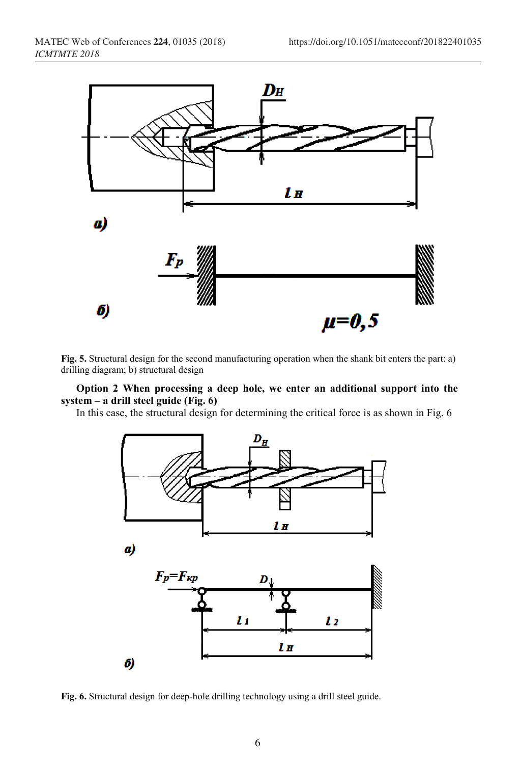Fig. 5. Structural design for the second manufacturing operation when the shank bit enters the part: a) drilling diagram; b) structural design

**Option 2 When processing a deep hole, we enter an additional support into the system – a drill steel guide (Fig. 6)**

In this case, the structural design for determining the critical force is as shown in Fig. 6

Fig. 6. Structural design for deep-hole drilling technology using a drill steel guide.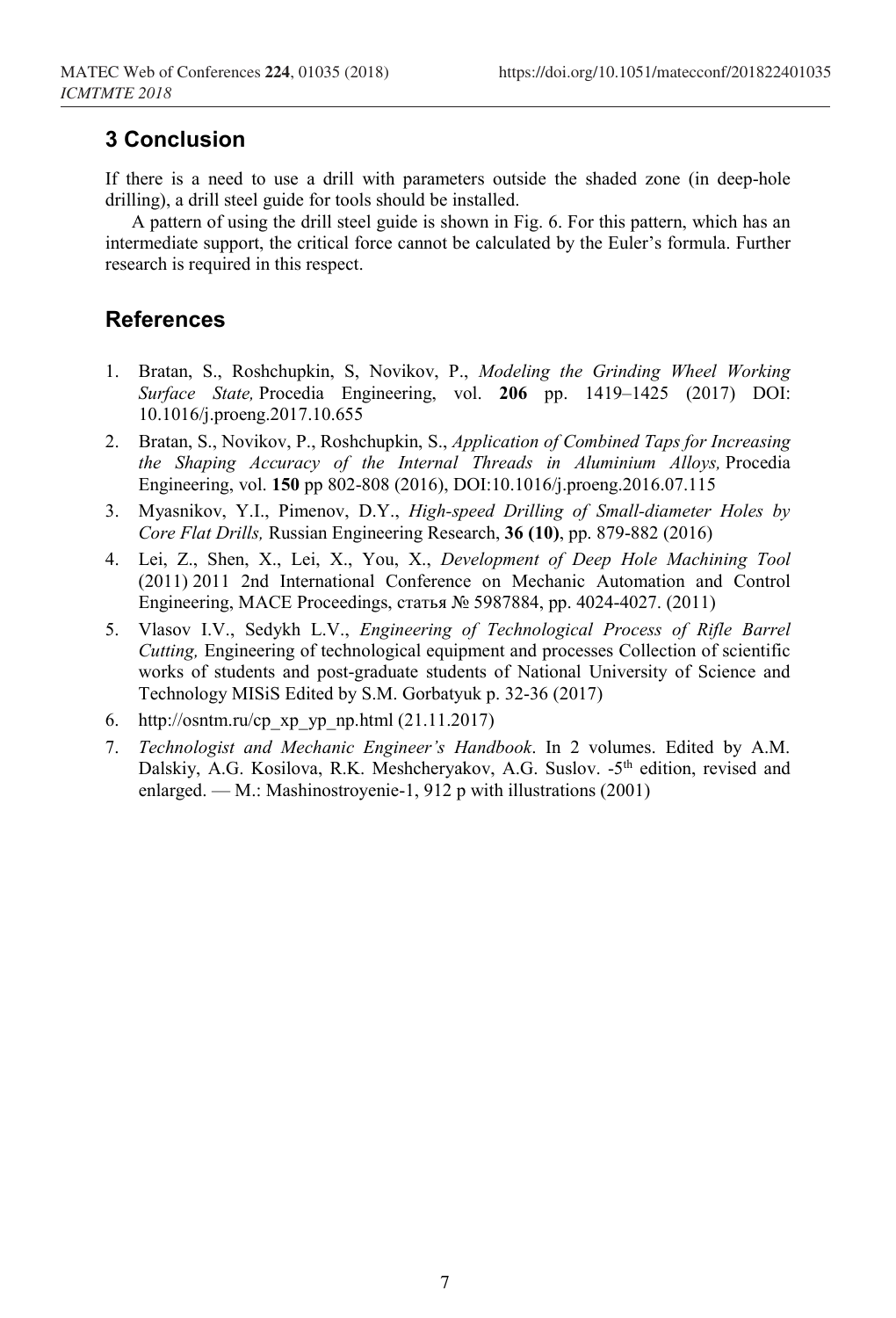## 3 Conclusion

If there is a need to use a drill with parameters outside the shaded zone (in deep-hole drilling), a drill steel guide for tools should be installed.

A pattern of using the drill steel guide is shown in Fig. 6. For this pattern, which has an intermediate support, the critical force cannot be calculated by the Euler's formula. Further research is required in this respect.

## References

1. Bratan, S., Roshchupkin, S, Novikov, P., *Modeling the Grinding Wheel Working Surface State,* Procedia Engineering, vol. **206** pp. 1419–1425 (2017) DOI: 10.1016/j.proeng.2017.10.655
2. Bratan, S., Novikov, P., Roshchupkin, S., *Application of Combined Taps for Increasing the Shaping Accuracy of the Internal Threads in Aluminium Alloys,* Procedia Engineering, vol. **150** pp 802-808 (2016), DOI:10.1016/j.proeng.2016.07.115
3. Myasnikov, Y.I., Pimenov, D.Y., *High-speed Drilling of Small-diameter Holes by Core Flat Drills,* Russian Engineering Research, **36 (10)**, pp. 879-882 (2016)
4. Lei, Z., Shen, X., Lei, X., You, X., *Development of Deep Hole Machining Tool* (2011) 2011 2nd International Conference on Mechanic Automation and Control Engineering, MACE Proceedings, статья № 5987884, pp. 4024-4027. (2011)
5. Vlasov I.V., Sedykh L.V., *Engineering of Technological Process of Rifle Barrel Cutting,* Engineering of technological equipment and processes Collection of scientific works of students and post-graduate students of National University of Science and Technology MISiS Edited by S.M. Gorbatyuk p. 32-36 (2017)
6. http://osntm.ru/cp_xp_yp_np.html (21.11.2017)
7. *Technologist and Mechanic Engineer's Handbook*. In 2 volumes. Edited by A.M. Dalskiy, A.G. Kosilova, R.K. Meshcheryakov, A.G. Suslov. -5th edition, revised and enlarged. — M.: Mashinostroyenie-1, 912 p with illustrations (2001)